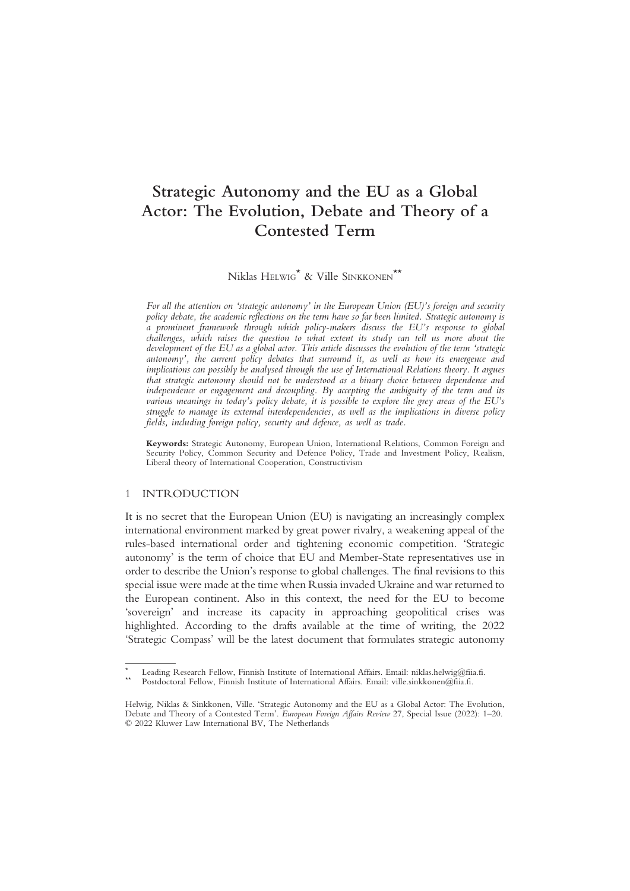# Strategic Autonomy and the EU as a Global Actor: The Evolution, Debate and Theory of a Contested Term

Niklas HELWIG[*] & Ville SINKKONEN[**]

*For all the attention on 'strategic autonomy' in the European Union (EU)'s foreign and security policy debate, the academic reflections on the term have so far been limited. Strategic autonomy is a prominent framework through which policy-makers discuss the EU's response to global challenges, which raises the question to what extent its study can tell us more about the development of the EU as a global actor. This article discusses the evolution of the term 'strategic autonomy', the current policy debates that surround it, as well as how its emergence and implications can possibly be analysed through the use of International Relations theory. It argues that strategic autonomy should not be understood as a binary choice between dependence and independence or engagement and decoupling. By accepting the ambiguity of the term and its various meanings in today's policy debate, it is possible to explore the grey areas of the EU's struggle to manage its external interdependencies, as well as the implications in diverse policy fields, including foreign policy, security and defence, as well as trade.*

**Keywords:** Strategic Autonomy, European Union, International Relations, Common Foreign and Security Policy, Common Security and Defence Policy, Trade and Investment Policy, Realism, Liberal theory of International Cooperation, Constructivism

## 1 INTRODUCTION

It is no secret that the European Union (EU) is navigating an increasingly complex international environment marked by great power rivalry, a weakening appeal of the rules-based international order and tightening economic competition. 'Strategic autonomy' is the term of choice that EU and Member-State representatives use in order to describe the Union's response to global challenges. The final revisions to this special issue were made at the time when Russia invaded Ukraine and war returned to the European continent. Also in this context, the need for the EU to become 'sovereign' and increase its capacity in approaching geopolitical crises was highlighted. According to the drafts available at the time of writing, the 2022 'Strategic Compass' will be the latest document that formulates strategic autonomy

[*] Leading Research Fellow, Finnish Institute of International Affairs. Email: niklas.helwig@fiia.fi.

[**] Postdoctoral Fellow, Finnish Institute of International Affairs. Email: ville.sinkkonen@fiia.fi.

Helwig, Niklas & Sinkkonen, Ville. 'Strategic Autonomy and the EU as a Global Actor: The Evolution, Debate and Theory of a Contested Term'. *European Foreign Affairs Review* 27, Special Issue (2022): 1–20.
© 2022 Kluwer Law International BV, The Netherlands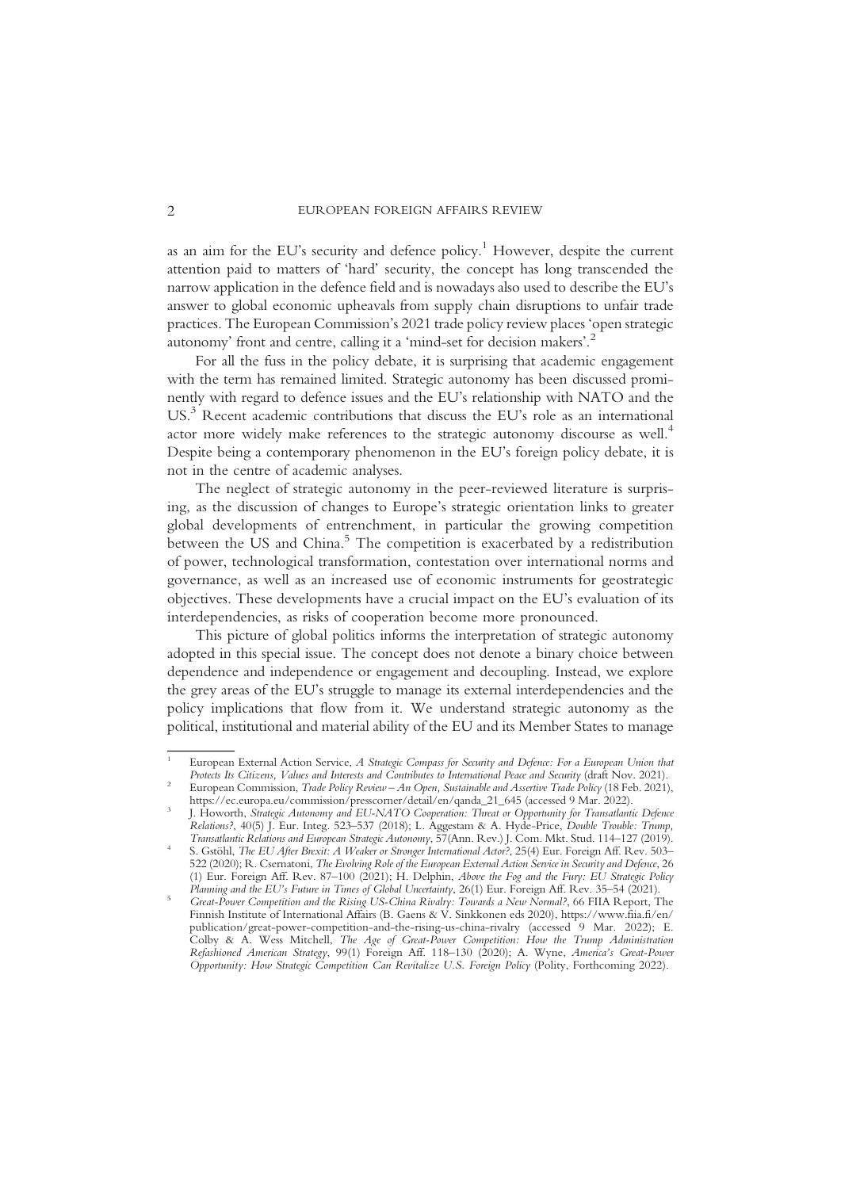as an aim for the EU's security and defence policy.[1] However, despite the current attention paid to matters of 'hard' security, the concept has long transcended the narrow application in the defence field and is nowadays also used to describe the EU's answer to global economic upheavals from supply chain disruptions to unfair trade practices. The European Commission's 2021 trade policy review places 'open strategic autonomy' front and centre, calling it a 'mind-set for decision makers'.[2]

For all the fuss in the policy debate, it is surprising that academic engagement with the term has remained limited. Strategic autonomy has been discussed prominently with regard to defence issues and the EU's relationship with NATO and the US.[3] Recent academic contributions that discuss the EU's role as an international actor more widely make references to the strategic autonomy discourse as well.[4] Despite being a contemporary phenomenon in the EU's foreign policy debate, it is not in the centre of academic analyses.

The neglect of strategic autonomy in the peer-reviewed literature is surprising, as the discussion of changes to Europe's strategic orientation links to greater global developments of entrenchment, in particular the growing competition between the US and China.[5] The competition is exacerbated by a redistribution of power, technological transformation, contestation over international norms and governance, as well as an increased use of economic instruments for geostrategic objectives. These developments have a crucial impact on the EU's evaluation of its interdependencies, as risks of cooperation become more pronounced.

This picture of global politics informs the interpretation of strategic autonomy adopted in this special issue. The concept does not denote a binary choice between dependence and independence or engagement and decoupling. Instead, we explore the grey areas of the EU's struggle to manage its external interdependencies and the policy implications that flow from it. We understand strategic autonomy as the political, institutional and material ability of the EU and its Member States to manage

---

[1] European External Action Service, *A Strategic Compass for Security and Defence: For a European Union that Protects Its Citizens, Values and Interests and Contributes to International Peace and Security* (draft Nov. 2021).

[2] European Commission, *Trade Policy Review – An Open, Sustainable and Assertive Trade Policy* (18 Feb. 2021), https://ec.europa.eu/commission/presscorner/detail/en/qanda_21_645 (accessed 9 Mar. 2022).

[3] J. Howorth, *Strategic Autonomy and EU-NATO Cooperation: Threat or Opportunity for Transatlantic Defence Relations?*, 40(5) J. Eur. Integ. 523–537 (2018); L. Aggestam & A. Hyde-Price, *Double Trouble: Trump, Transatlantic Relations and European Strategic Autonomy*, 57(Ann. Rev.) J. Com. Mkt. Stud. 114–127 (2019).

[4] S. Gstöhl, *The EU After Brexit: A Weaker or Stronger International Actor?*, 25(4) Eur. Foreign Aff. Rev. 503–522 (2020); R. Csernatoni, *The Evolving Role of the European External Action Service in Security and Defence*, 26 (1) Eur. Foreign Aff. Rev. 87–100 (2021); H. Delphin, *Above the Fog and the Fury: EU Strategic Policy Planning and the EU's Future in Times of Global Uncertainty*, 26(1) Eur. Foreign Aff. Rev. 35–54 (2021).

[5] *Great-Power Competition and the Rising US-China Rivalry: Towards a New Normal?*, 66 FIIA Report, The Finnish Institute of International Affairs (B. Gaens & V. Sinkkonen eds 2020), https://www.fiia.fi/en/publication/great-power-competition-and-the-rising-us-china-rivalry (accessed 9 Mar. 2022); E. Colby & A. Wess Mitchell, *The Age of Great-Power Competition: How the Trump Administration Refashioned American Strategy*, 99(1) Foreign Aff. 118–130 (2020); A. Wyne, *America's Great-Power Opportunity: How Strategic Competition Can Revitalize U.S. Foreign Policy* (Polity, Forthcoming 2022).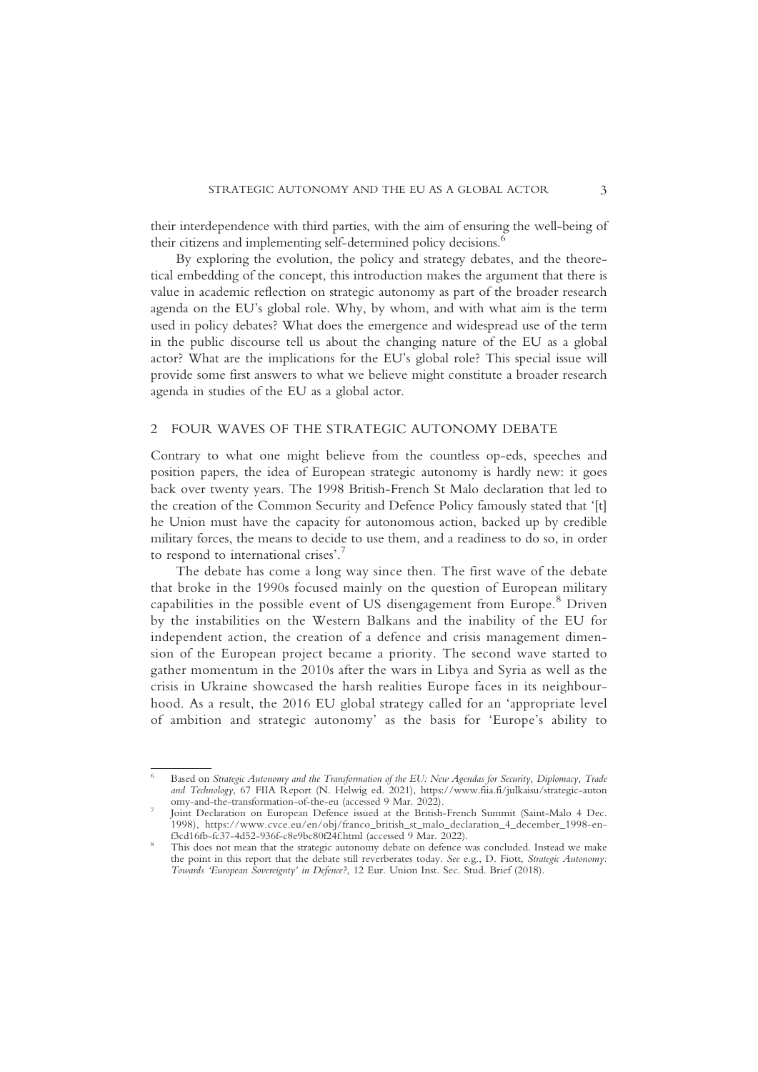their interdependence with third parties, with the aim of ensuring the well-being of their citizens and implementing self-determined policy decisions.[6]

By exploring the evolution, the policy and strategy debates, and the theoretical embedding of the concept, this introduction makes the argument that there is value in academic reflection on strategic autonomy as part of the broader research agenda on the EU's global role. Why, by whom, and with what aim is the term used in policy debates? What does the emergence and widespread use of the term in the public discourse tell us about the changing nature of the EU as a global actor? What are the implications for the EU's global role? This special issue will provide some first answers to what we believe might constitute a broader research agenda in studies of the EU as a global actor.

## 2 FOUR WAVES OF THE STRATEGIC AUTONOMY DEBATE

Contrary to what one might believe from the countless op-eds, speeches and position papers, the idea of European strategic autonomy is hardly new: it goes back over twenty years. The 1998 British-French St Malo declaration that led to the creation of the Common Security and Defence Policy famously stated that '[t]he Union must have the capacity for autonomous action, backed up by credible military forces, the means to decide to use them, and a readiness to do so, in order to respond to international crises'.[7]

The debate has come a long way since then. The first wave of the debate that broke in the 1990s focused mainly on the question of European military capabilities in the possible event of US disengagement from Europe.[8] Driven by the instabilities on the Western Balkans and the inability of the EU for independent action, the creation of a defence and crisis management dimension of the European project became a priority. The second wave started to gather momentum in the 2010s after the wars in Libya and Syria as well as the crisis in Ukraine showcased the harsh realities Europe faces in its neighbourhood. As a result, the 2016 EU global strategy called for an 'appropriate level of ambition and strategic autonomy' as the basis for 'Europe's ability to

---

[6] Based on *Strategic Autonomy and the Transformation of the EU: New Agendas for Security, Diplomacy, Trade and Technology*, 67 FIIA Report (N. Helwig ed. 2021), https://www.fiia.fi/julkaisu/strategic-autonomy-and-the-transformation-of-the-eu (accessed 9 Mar. 2022).

[7] Joint Declaration on European Defence issued at the British-French Summit (Saint-Malo 4 Dec. 1998), https://www.cvce.eu/en/obj/franco_british_st_malo_declaration_4_december_1998-en-f3cd16fb-fc37-4d52-936f-c8e9bc80f24f.html (accessed 9 Mar. 2022).

[8] This does not mean that the strategic autonomy debate on defence was concluded. Instead we make the point in this report that the debate still reverberates today. *See* e.g., D. Fiott, *Strategic Autonomy: Towards 'European Sovereignty' in Defence?*, 12 Eur. Union Inst. Sec. Stud. Brief (2018).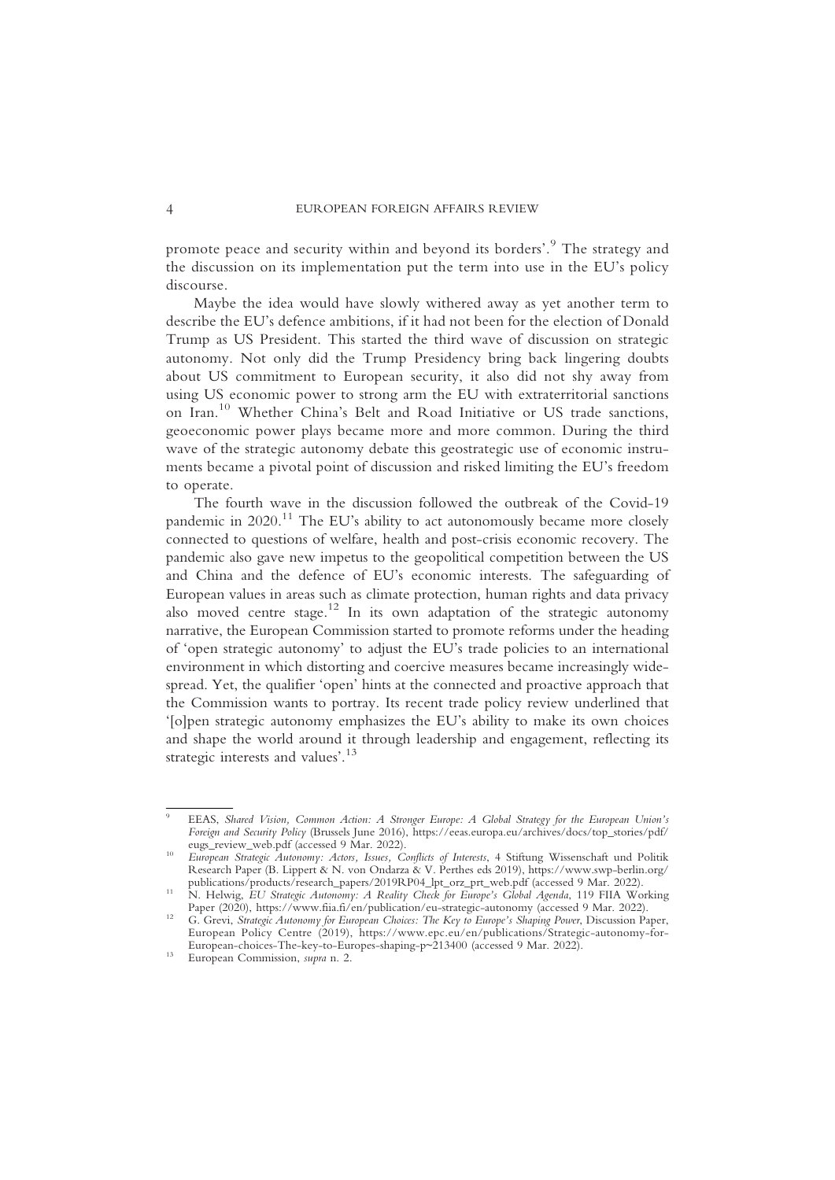promote peace and security within and beyond its borders'.[9] The strategy and the discussion on its implementation put the term into use in the EU's policy discourse.

Maybe the idea would have slowly withered away as yet another term to describe the EU's defence ambitions, if it had not been for the election of Donald Trump as US President. This started the third wave of discussion on strategic autonomy. Not only did the Trump Presidency bring back lingering doubts about US commitment to European security, it also did not shy away from using US economic power to strong arm the EU with extraterritorial sanctions on Iran.[10] Whether China's Belt and Road Initiative or US trade sanctions, geoeconomic power plays became more and more common. During the third wave of the strategic autonomy debate this geostrategic use of economic instruments became a pivotal point of discussion and risked limiting the EU's freedom to operate.

The fourth wave in the discussion followed the outbreak of the Covid-19 pandemic in 2020.[11] The EU's ability to act autonomously became more closely connected to questions of welfare, health and post-crisis economic recovery. The pandemic also gave new impetus to the geopolitical competition between the US and China and the defence of EU's economic interests. The safeguarding of European values in areas such as climate protection, human rights and data privacy also moved centre stage.[12] In its own adaptation of the strategic autonomy narrative, the European Commission started to promote reforms under the heading of 'open strategic autonomy' to adjust the EU's trade policies to an international environment in which distorting and coercive measures became increasingly widespread. Yet, the qualifier 'open' hints at the connected and proactive approach that the Commission wants to portray. Its recent trade policy review underlined that '[o]pen strategic autonomy emphasizes the EU's ability to make its own choices and shape the world around it through leadership and engagement, reflecting its strategic interests and values'.[13]

---

[9] EEAS, *Shared Vision, Common Action: A Stronger Europe: A Global Strategy for the European Union's Foreign and Security Policy* (Brussels June 2016), https://eeas.europa.eu/archives/docs/top_stories/pdf/eugs_review_web.pdf (accessed 9 Mar. 2022).

[10] *European Strategic Autonomy: Actors, Issues, Conflicts of Interests*, 4 Stiftung Wissenschaft und Politik Research Paper (B. Lippert & N. von Ondarza & V. Perthes eds 2019), https://www.swp-berlin.org/publications/products/research_papers/2019RP04_lpt_orz_prt_web.pdf (accessed 9 Mar. 2022).

[11] N. Helwig, *EU Strategic Autonomy: A Reality Check for Europe's Global Agenda*, 119 FIIA Working Paper (2020), https://www.fiia.fi/en/publication/eu-strategic-autonomy (accessed 9 Mar. 2022).

[12] G. Grevi, *Strategic Autonomy for European Choices: The Key to Europe's Shaping Power*, Discussion Paper, European Policy Centre (2019), https://www.epc.eu/en/publications/Strategic-autonomy-for-European-choices-The-key-to-Europes-shaping-p~213400 (accessed 9 Mar. 2022).

[13] European Commission, *supra* n. 2.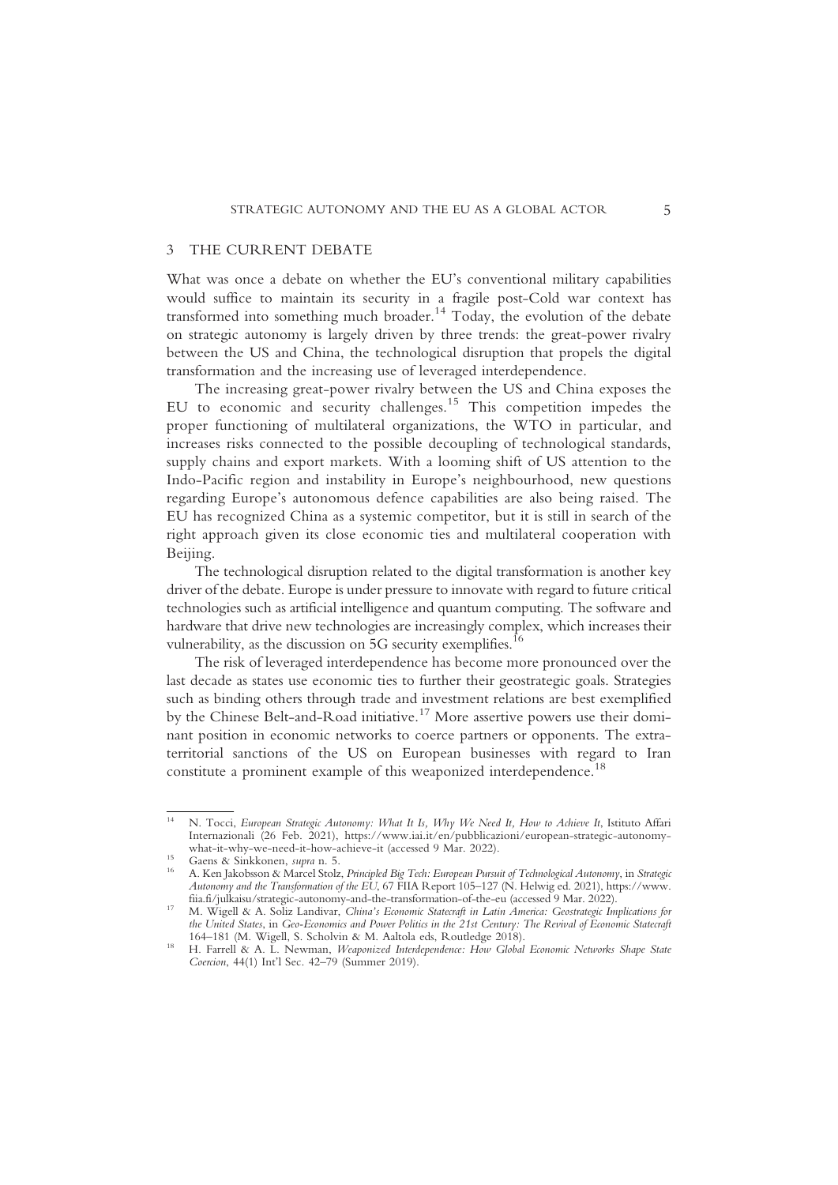## 3 THE CURRENT DEBATE

What was once a debate on whether the EU's conventional military capabilities would suffice to maintain its security in a fragile post-Cold war context has transformed into something much broader.[14] Today, the evolution of the debate on strategic autonomy is largely driven by three trends: the great-power rivalry between the US and China, the technological disruption that propels the digital transformation and the increasing use of leveraged interdependence.

The increasing great-power rivalry between the US and China exposes the EU to economic and security challenges.[15] This competition impedes the proper functioning of multilateral organizations, the WTO in particular, and increases risks connected to the possible decoupling of technological standards, supply chains and export markets. With a looming shift of US attention to the Indo-Pacific region and instability in Europe's neighbourhood, new questions regarding Europe's autonomous defence capabilities are also being raised. The EU has recognized China as a systemic competitor, but it is still in search of the right approach given its close economic ties and multilateral cooperation with Beijing.

The technological disruption related to the digital transformation is another key driver of the debate. Europe is under pressure to innovate with regard to future critical technologies such as artificial intelligence and quantum computing. The software and hardware that drive new technologies are increasingly complex, which increases their vulnerability, as the discussion on 5G security exemplifies.[16]

The risk of leveraged interdependence has become more pronounced over the last decade as states use economic ties to further their geostrategic goals. Strategies such as binding others through trade and investment relations are best exemplified by the Chinese Belt-and-Road initiative.[17] More assertive powers use their dominant position in economic networks to coerce partners or opponents. The extraterritorial sanctions of the US on European businesses with regard to Iran constitute a prominent example of this weaponized interdependence.[18]

---

[14] N. Tocci, *European Strategic Autonomy: What It Is, Why We Need It, How to Achieve It*, Istituto Affari Internazionali (26 Feb. 2021), https://www.iai.it/en/pubblicazioni/european-strategic-autonomy-what-it-why-we-need-it-how-achieve-it (accessed 9 Mar. 2022).

[15] Gaens & Sinkkonen, *supra* n. 5.

[16] A. Ken Jakobsson & Marcel Stolz, *Principled Big Tech: European Pursuit of Technological Autonomy*, in *Strategic Autonomy and the Transformation of the EU*, 67 FIIA Report 105–127 (N. Helwig ed. 2021), https://www.fiia.fi/julkaisu/strategic-autonomy-and-the-transformation-of-the-eu (accessed 9 Mar. 2022).

[17] M. Wigell & A. Soliz Landivar, *China's Economic Statecraft in Latin America: Geostrategic Implications for the United States*, in *Geo-Economics and Power Politics in the 21st Century: The Revival of Economic Statecraft* 164–181 (M. Wigell, S. Scholvin & M. Aaltola eds, Routledge 2018).

[18] H. Farrell & A. L. Newman, *Weaponized Interdependence: How Global Economic Networks Shape State Coercion*, 44(1) Int'l Sec. 42–79 (Summer 2019).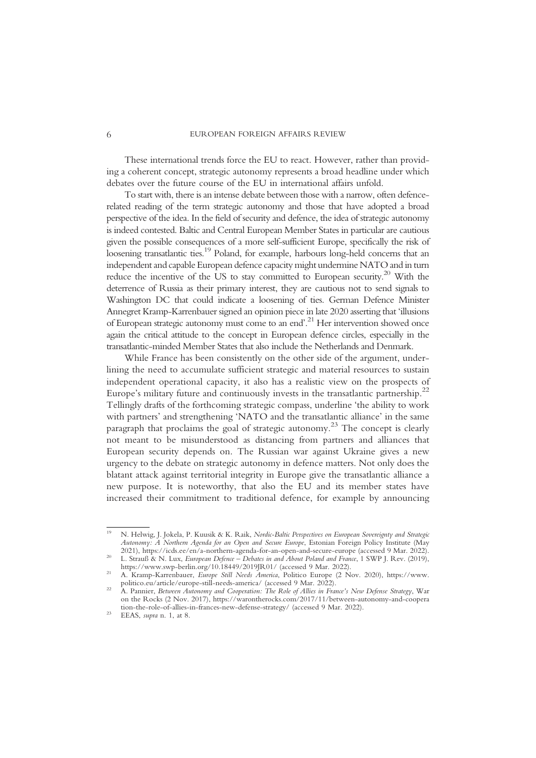These international trends force the EU to react. However, rather than providing a coherent concept, strategic autonomy represents a broad headline under which debates over the future course of the EU in international affairs unfold.

To start with, there is an intense debate between those with a narrow, often defence-related reading of the term strategic autonomy and those that have adopted a broad perspective of the idea. In the field of security and defence, the idea of strategic autonomy is indeed contested. Baltic and Central European Member States in particular are cautious given the possible consequences of a more self-sufficient Europe, specifically the risk of loosening transatlantic ties.[19] Poland, for example, harbours long-held concerns that an independent and capable European defence capacity might undermine NATO and in turn reduce the incentive of the US to stay committed to European security.[20] With the deterrence of Russia as their primary interest, they are cautious not to send signals to Washington DC that could indicate a loosening of ties. German Defence Minister Annegret Kramp-Karrenbauer signed an opinion piece in late 2020 asserting that 'illusions of European strategic autonomy must come to an end'.[21] Her intervention showed once again the critical attitude to the concept in European defence circles, especially in the transatlantic-minded Member States that also include the Netherlands and Denmark.

While France has been consistently on the other side of the argument, underlining the need to accumulate sufficient strategic and material resources to sustain independent operational capacity, it also has a realistic view on the prospects of Europe's military future and continuously invests in the transatlantic partnership.[22] Tellingly drafts of the forthcoming strategic compass, underline 'the ability to work with partners' and strengthening 'NATO and the transatlantic alliance' in the same paragraph that proclaims the goal of strategic autonomy.[23] The concept is clearly not meant to be misunderstood as distancing from partners and alliances that European security depends on. The Russian war against Ukraine gives a new urgency to the debate on strategic autonomy in defence matters. Not only does the blatant attack against territorial integrity in Europe give the transatlantic alliance a new purpose. It is noteworthy, that also the EU and its member states have increased their commitment to traditional defence, for example by announcing

---

[19] N. Helwig, J. Jokela, P. Kuusik & K. Raik, *Nordic-Baltic Perspectives on European Sovereignty and Strategic Autonomy: A Northern Agenda for an Open and Secure Europe*, Estonian Foreign Policy Institute (May 2021), https://icds.ee/en/a-northern-agenda-for-an-open-and-secure-europe (accessed 9 Mar. 2022).

[20] L. Strauß & N. Lux, *European Defence – Debates in and About Poland and France*, 1 SWP J. Rev. (2019), https://www.swp-berlin.org/10.18449/2019JR01/ (accessed 9 Mar. 2022).

[21] A. Kramp-Karrenbauer, *Europe Still Needs America*, Politico Europe (2 Nov. 2020), https://www.politico.eu/article/europe-still-needs-america/ (accessed 9 Mar. 2022).

[22] A. Pannier, *Between Autonomy and Cooperation: The Role of Allies in France's New Defense Strategy*, War on the Rocks (2 Nov. 2017), https://warontherocks.com/2017/11/between-autonomy-and-cooperation-the-role-of-allies-in-frances-new-defense-strategy/ (accessed 9 Mar. 2022).

[23] EEAS, *supra* n. 1, at 8.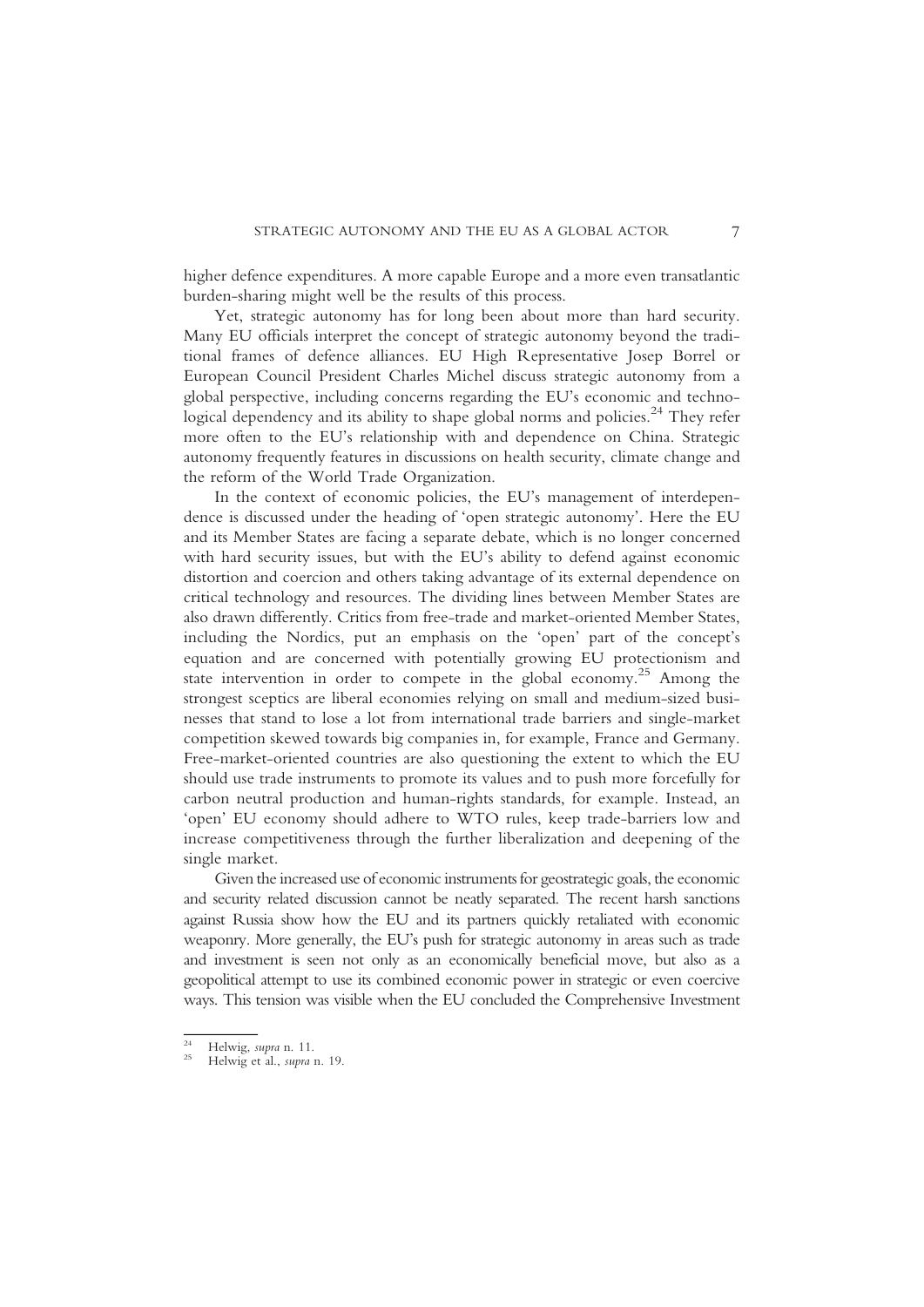higher defence expenditures. A more capable Europe and a more even transatlantic burden-sharing might well be the results of this process.

Yet, strategic autonomy has for long been about more than hard security. Many EU officials interpret the concept of strategic autonomy beyond the traditional frames of defence alliances. EU High Representative Josep Borrel or European Council President Charles Michel discuss strategic autonomy from a global perspective, including concerns regarding the EU's economic and technological dependency and its ability to shape global norms and policies.[24] They refer more often to the EU's relationship with and dependence on China. Strategic autonomy frequently features in discussions on health security, climate change and the reform of the World Trade Organization.

In the context of economic policies, the EU's management of interdependence is discussed under the heading of 'open strategic autonomy'. Here the EU and its Member States are facing a separate debate, which is no longer concerned with hard security issues, but with the EU's ability to defend against economic distortion and coercion and others taking advantage of its external dependence on critical technology and resources. The dividing lines between Member States are also drawn differently. Critics from free-trade and market-oriented Member States, including the Nordics, put an emphasis on the 'open' part of the concept's equation and are concerned with potentially growing EU protectionism and state intervention in order to compete in the global economy.[25] Among the strongest sceptics are liberal economies relying on small and medium-sized businesses that stand to lose a lot from international trade barriers and single-market competition skewed towards big companies in, for example, France and Germany. Free-market-oriented countries are also questioning the extent to which the EU should use trade instruments to promote its values and to push more forcefully for carbon neutral production and human-rights standards, for example. Instead, an 'open' EU economy should adhere to WTO rules, keep trade-barriers low and increase competitiveness through the further liberalization and deepening of the single market.

Given the increased use of economic instruments for geostrategic goals, the economic and security related discussion cannot be neatly separated. The recent harsh sanctions against Russia show how the EU and its partners quickly retaliated with economic weaponry. More generally, the EU's push for strategic autonomy in areas such as trade and investment is seen not only as an economically beneficial move, but also as a geopolitical attempt to use its combined economic power in strategic or even coercive ways. This tension was visible when the EU concluded the Comprehensive Investment

---

[24] Helwig, *supra* n. 11.

[25] Helwig et al., *supra* n. 19.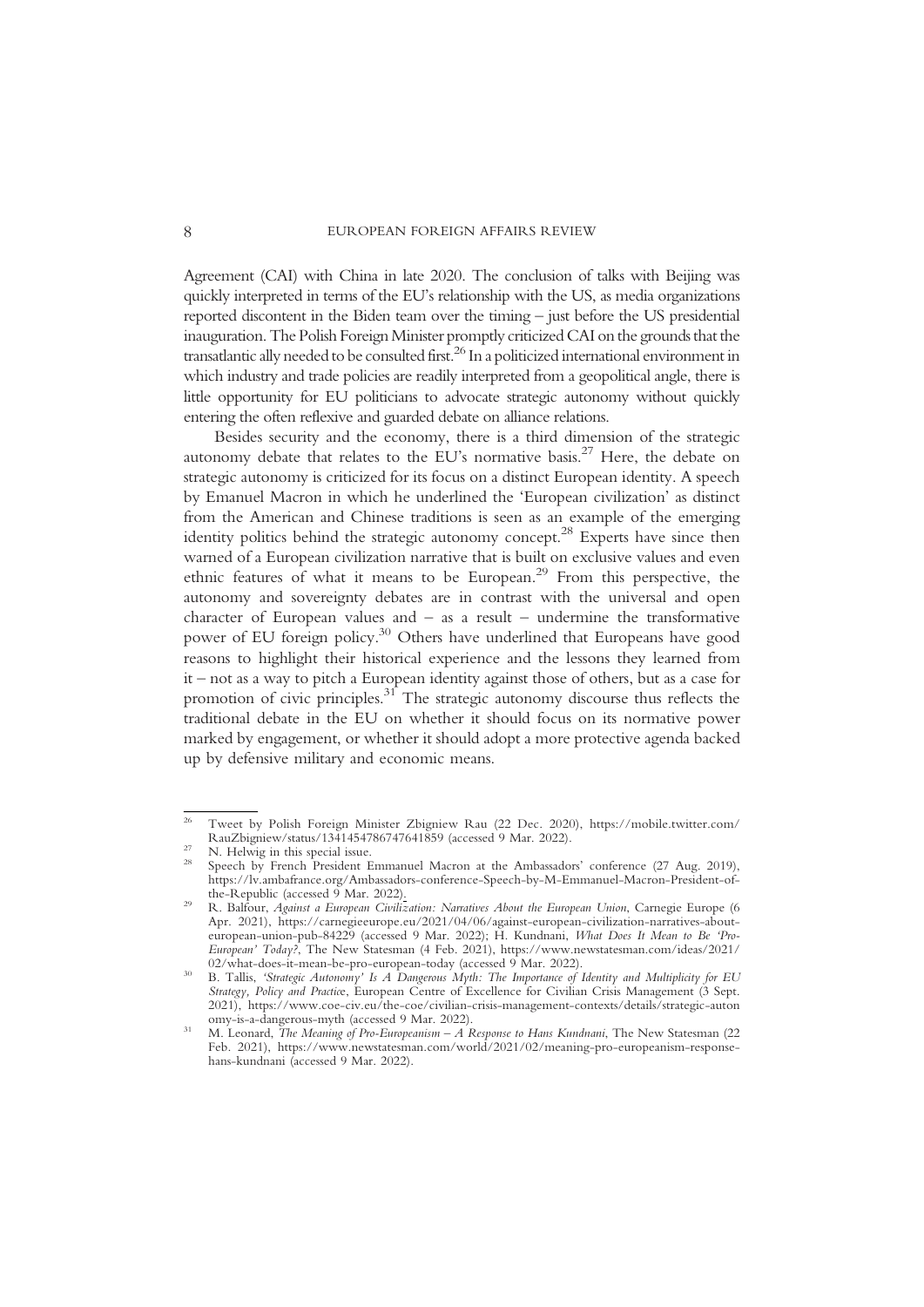Agreement (CAI) with China in late 2020. The conclusion of talks with Beijing was quickly interpreted in terms of the EU's relationship with the US, as media organizations reported discontent in the Biden team over the timing – just before the US presidential inauguration. The Polish Foreign Minister promptly criticized CAI on the grounds that the transatlantic ally needed to be consulted first.[26] In a politicized international environment in which industry and trade policies are readily interpreted from a geopolitical angle, there is little opportunity for EU politicians to advocate strategic autonomy without quickly entering the often reflexive and guarded debate on alliance relations.

Besides security and the economy, there is a third dimension of the strategic autonomy debate that relates to the EU's normative basis.[27] Here, the debate on strategic autonomy is criticized for its focus on a distinct European identity. A speech by Emanuel Macron in which he underlined the 'European civilization' as distinct from the American and Chinese traditions is seen as an example of the emerging identity politics behind the strategic autonomy concept.[28] Experts have since then warned of a European civilization narrative that is built on exclusive values and even ethnic features of what it means to be European.[29] From this perspective, the autonomy and sovereignty debates are in contrast with the universal and open character of European values and – as a result – undermine the transformative power of EU foreign policy.[30] Others have underlined that Europeans have good reasons to highlight their historical experience and the lessons they learned from it – not as a way to pitch a European identity against those of others, but as a case for promotion of civic principles.[31] The strategic autonomy discourse thus reflects the traditional debate in the EU on whether it should focus on its normative power marked by engagement, or whether it should adopt a more protective agenda backed up by defensive military and economic means.

---

[26] Tweet by Polish Foreign Minister Zbigniew Rau (22 Dec. 2020), https://mobile.twitter.com/RauZbigniew/status/1341454786747641859 (accessed 9 Mar. 2022).

[27] N. Helwig in this special issue.

[28] Speech by French President Emmanuel Macron at the Ambassadors' conference (27 Aug. 2019), https://lv.ambafrance.org/Ambassadors-conference-Speech-by-M-Emmanuel-Macron-President-of-the-Republic (accessed 9 Mar. 2022).

[29] R. Balfour, *Against a European Civilization: Narratives About the European Union*, Carnegie Europe (6 Apr. 2021), https://carnegieeurope.eu/2021/04/06/against-european-civilization-narratives-about-european-union-pub-84229 (accessed 9 Mar. 2022); H. Kundnani, *What Does It Mean to Be 'Pro-European' Today?*, The New Statesman (4 Feb. 2021), https://www.newstatesman.com/ideas/2021/02/what-does-it-mean-be-pro-european-today (accessed 9 Mar. 2022).

[30] B. Tallis, *'Strategic Autonomy' Is A Dangerous Myth: The Importance of Identity and Multiplicity for EU Strategy, Policy and Practice*, European Centre of Excellence for Civilian Crisis Management (3 Sept. 2021), https://www.coe-civ.eu/the-coe/civilian-crisis-management-contexts/details/strategic-autonomy-is-a-dangerous-myth (accessed 9 Mar. 2022).

[31] M. Leonard, *The Meaning of Pro-Europeanism – A Response to Hans Kundnani*, The New Statesman (22 Feb. 2021), https://www.newstatesman.com/world/2021/02/meaning-pro-europeanism-response-hans-kundnani (accessed 9 Mar. 2022).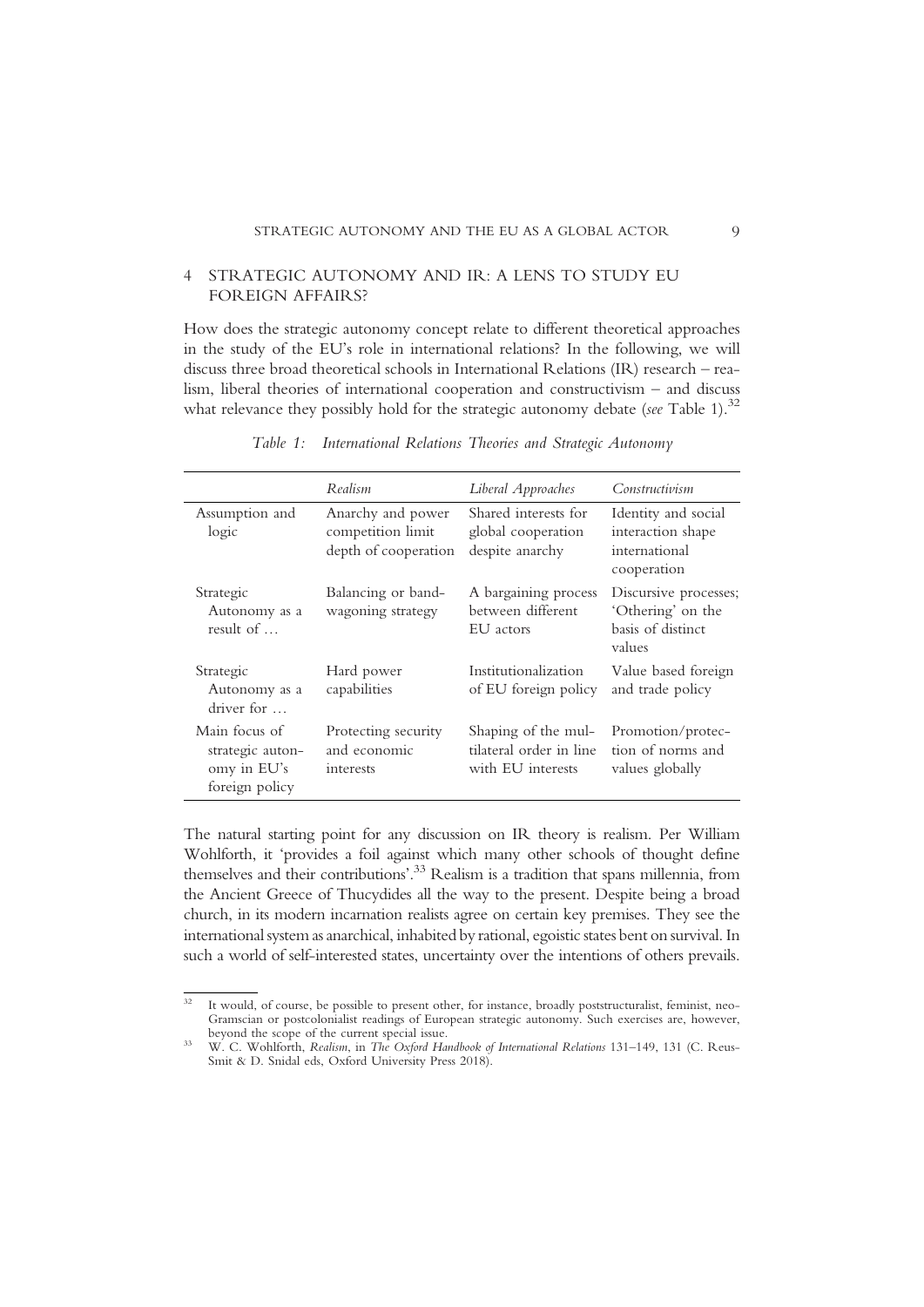## 4 STRATEGIC AUTONOMY AND IR: A LENS TO STUDY EU FOREIGN AFFAIRS?

How does the strategic autonomy concept relate to different theoretical approaches in the study of the EU's role in international relations? In the following, we will discuss three broad theoretical schools in International Relations (IR) research – realism, liberal theories of international cooperation and constructivism – and discuss what relevance they possibly hold for the strategic autonomy debate (*see* Table 1).[32]

*Table 1: International Relations Theories and Strategic Autonomy*

| | *Realism* | *Liberal Approaches* | *Constructivism* |
|---|---|---|---|
| Assumption and logic | Anarchy and power competition limit depth of cooperation | Shared interests for global cooperation despite anarchy | Identity and social interaction shape international cooperation |
| Strategic Autonomy as a result of … | Balancing or bandwagoning strategy | A bargaining process between different EU actors | Discursive processes; 'Othering' on the basis of distinct values |
| Strategic Autonomy as a driver for … | Hard power capabilities | Institutionalization of EU foreign policy | Value based foreign and trade policy |
| Main focus of strategic autonomy in EU's foreign policy | Protecting security and economic interests | Shaping of the multilateral order in line with EU interests | Promotion/protection of norms and values globally |

The natural starting point for any discussion on IR theory is realism. Per William Wohlforth, it 'provides a foil against which many other schools of thought define themselves and their contributions'.[33] Realism is a tradition that spans millennia, from the Ancient Greece of Thucydides all the way to the present. Despite being a broad church, in its modern incarnation realists agree on certain key premises. They see the international system as anarchical, inhabited by rational, egoistic states bent on survival. In such a world of self-interested states, uncertainty over the intentions of others prevails.

---

[32] It would, of course, be possible to present other, for instance, broadly poststructuralist, feminist, neo-Gramscian or postcolonialist readings of European strategic autonomy. Such exercises are, however, beyond the scope of the current special issue.

[33] W. C. Wohlforth, *Realism*, in *The Oxford Handbook of International Relations* 131–149, 131 (C. Reus-Smit & D. Snidal eds, Oxford University Press 2018).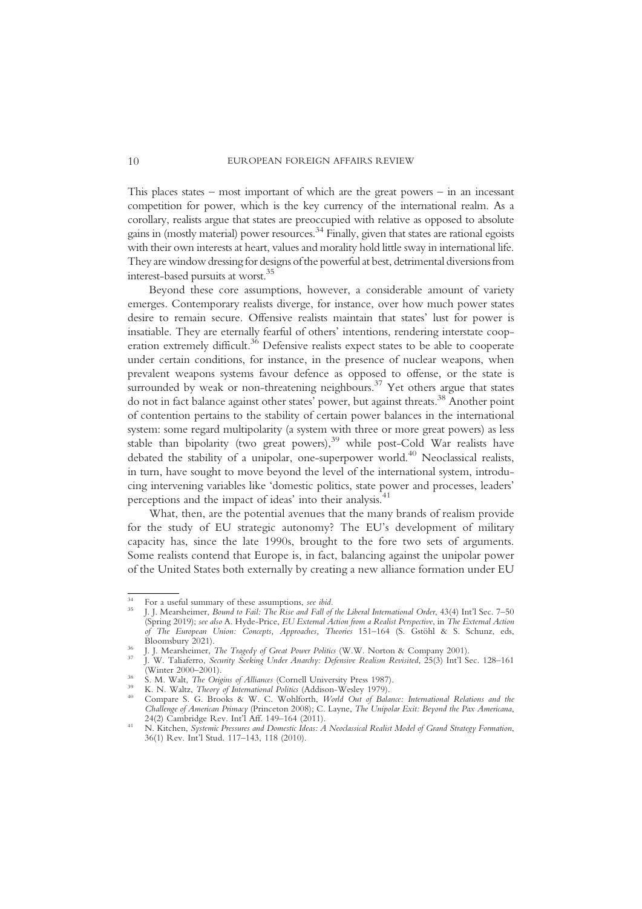This places states – most important of which are the great powers – in an incessant competition for power, which is the key currency of the international realm. As a corollary, realists argue that states are preoccupied with relative as opposed to absolute gains in (mostly material) power resources.[34] Finally, given that states are rational egoists with their own interests at heart, values and morality hold little sway in international life. They are window dressing for designs of the powerful at best, detrimental diversions from interest-based pursuits at worst.[35]

Beyond these core assumptions, however, a considerable amount of variety emerges. Contemporary realists diverge, for instance, over how much power states desire to remain secure. Offensive realists maintain that states' lust for power is insatiable. They are eternally fearful of others' intentions, rendering interstate cooperation extremely difficult.[36] Defensive realists expect states to be able to cooperate under certain conditions, for instance, in the presence of nuclear weapons, when prevalent weapons systems favour defence as opposed to offense, or the state is surrounded by weak or non-threatening neighbours.[37] Yet others argue that states do not in fact balance against other states' power, but against threats.[38] Another point of contention pertains to the stability of certain power balances in the international system: some regard multipolarity (a system with three or more great powers) as less stable than bipolarity (two great powers),[39] while post-Cold War realists have debated the stability of a unipolar, one-superpower world.[40] Neoclassical realists, in turn, have sought to move beyond the level of the international system, introducing intervening variables like 'domestic politics, state power and processes, leaders' perceptions and the impact of ideas' into their analysis.[41]

What, then, are the potential avenues that the many brands of realism provide for the study of EU strategic autonomy? The EU's development of military capacity has, since the late 1990s, brought to the fore two sets of arguments. Some realists contend that Europe is, in fact, balancing against the unipolar power of the United States both externally by creating a new alliance formation under EU

---

[34] For a useful summary of these assumptions, *see ibid*.

[35] J. J. Mearsheimer, *Bound to Fail: The Rise and Fall of the Liberal International Order*, 43(4) Int'l Sec. 7–50 (Spring 2019); *see also* A. Hyde-Price, *EU External Action from a Realist Perspective*, in *The External Action of The European Union: Concepts, Approaches, Theories* 151–164 (S. Gstöhl & S. Schunz, eds, Bloomsbury 2021).

[36] J. J. Mearsheimer, *The Tragedy of Great Power Politics* (W.W. Norton & Company 2001).

[37] J. W. Taliaferro, *Security Seeking Under Anarchy: Defensive Realism Revisited*, 25(3) Int'l Sec. 128–161 (Winter 2000–2001).

[38] S. M. Walt, *The Origins of Alliances* (Cornell University Press 1987).

[39] K. N. Waltz, *Theory of International Politics* (Addison-Wesley 1979).

[40] Compare S. G. Brooks & W. C. Wohlforth, *World Out of Balance: International Relations and the Challenge of American Primacy* (Princeton 2008); C. Layne, *The Unipolar Exit: Beyond the Pax Americana*, 24(2) Cambridge Rev. Int'l Aff. 149–164 (2011).

[41] N. Kitchen, *Systemic Pressures and Domestic Ideas: A Neoclassical Realist Model of Grand Strategy Formation*, 36(1) Rev. Int'l Stud. 117–143, 118 (2010).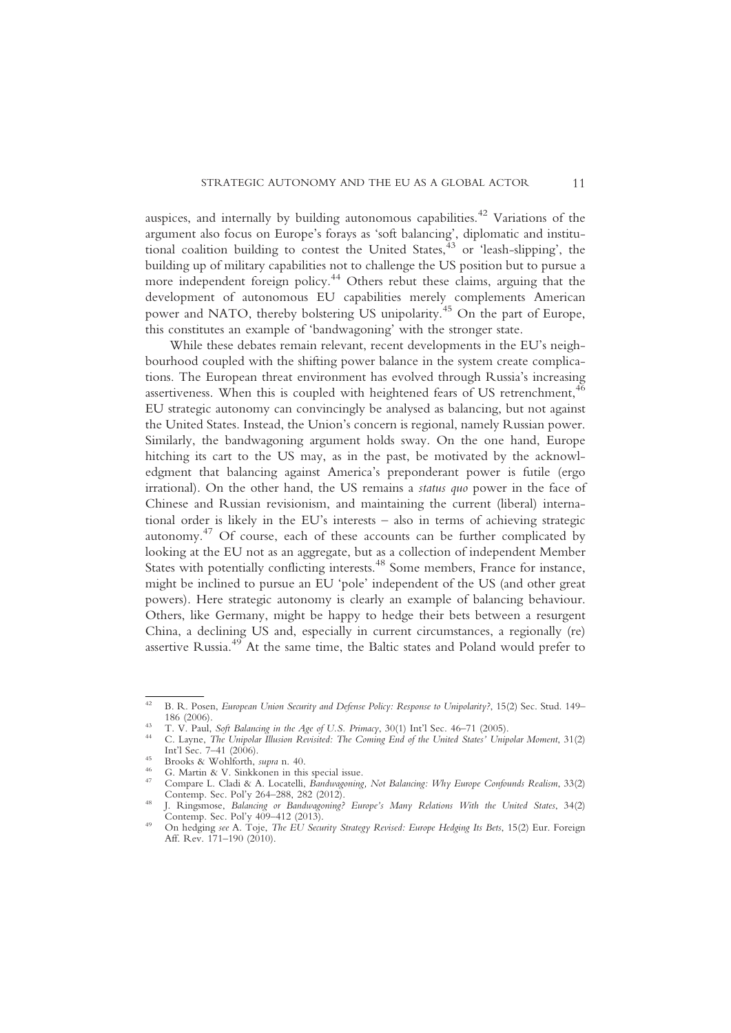auspices, and internally by building autonomous capabilities.[42] Variations of the argument also focus on Europe's forays as 'soft balancing', diplomatic and institutional coalition building to contest the United States,[43] or 'leash-slipping', the building up of military capabilities not to challenge the US position but to pursue a more independent foreign policy.[44] Others rebut these claims, arguing that the development of autonomous EU capabilities merely complements American power and NATO, thereby bolstering US unipolarity.[45] On the part of Europe, this constitutes an example of 'bandwagoning' with the stronger state.

While these debates remain relevant, recent developments in the EU's neighbourhood coupled with the shifting power balance in the system create complications. The European threat environment has evolved through Russia's increasing assertiveness. When this is coupled with heightened fears of US retrenchment,[46] EU strategic autonomy can convincingly be analysed as balancing, but not against the United States. Instead, the Union's concern is regional, namely Russian power. Similarly, the bandwagoning argument holds sway. On the one hand, Europe hitching its cart to the US may, as in the past, be motivated by the acknowledgment that balancing against America's preponderant power is futile (ergo irrational). On the other hand, the US remains a *status quo* power in the face of Chinese and Russian revisionism, and maintaining the current (liberal) international order is likely in the EU's interests – also in terms of achieving strategic autonomy.[47] Of course, each of these accounts can be further complicated by looking at the EU not as an aggregate, but as a collection of independent Member States with potentially conflicting interests.[48] Some members, France for instance, might be inclined to pursue an EU 'pole' independent of the US (and other great powers). Here strategic autonomy is clearly an example of balancing behaviour. Others, like Germany, might be happy to hedge their bets between a resurgent China, a declining US and, especially in current circumstances, a regionally (re) assertive Russia.[49] At the same time, the Baltic states and Poland would prefer to

---

[42] B. R. Posen, *European Union Security and Defense Policy: Response to Unipolarity?*, 15(2) Sec. Stud. 149–186 (2006).

[43] T. V. Paul, *Soft Balancing in the Age of U.S. Primacy*, 30(1) Int'l Sec. 46–71 (2005).

[44] C. Layne, *The Unipolar Illusion Revisited: The Coming End of the United States' Unipolar Moment*, 31(2) Int'l Sec. 7–41 (2006).

[45] Brooks & Wohlforth, *supra* n. 40.

[46] G. Martin & V. Sinkkonen in this special issue.

[47] Compare L. Cladi & A. Locatelli, *Bandwagoning, Not Balancing: Why Europe Confounds Realism*, 33(2) Contemp. Sec. Pol'y 264–288, 282 (2012).

[48] J. Ringsmose, *Balancing or Bandwagoning? Europe's Many Relations With the United States*, 34(2) Contemp. Sec. Pol'y 409–412 (2013).

[49] On hedging *see* A. Toje, *The EU Security Strategy Revised: Europe Hedging Its Bets*, 15(2) Eur. Foreign Aff. Rev. 171–190 (2010).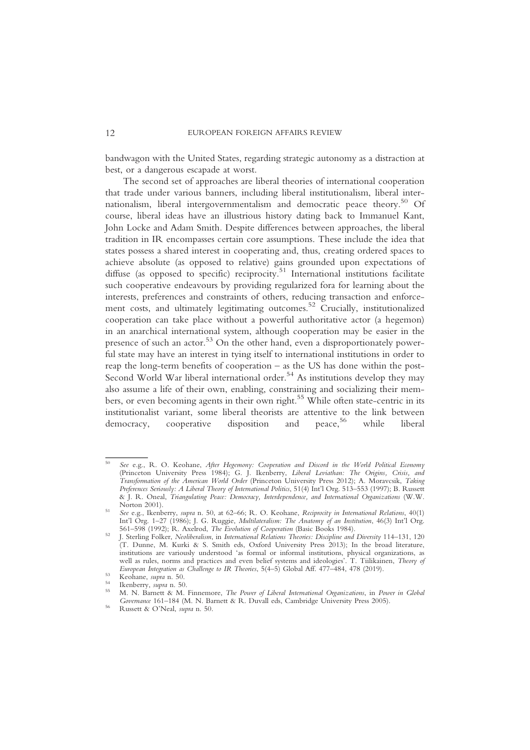bandwagon with the United States, regarding strategic autonomy as a distraction at best, or a dangerous escapade at worst.

The second set of approaches are liberal theories of international cooperation that trade under various banners, including liberal institutionalism, liberal internationalism, liberal intergovernmentalism and democratic peace theory.[50] Of course, liberal ideas have an illustrious history dating back to Immanuel Kant, John Locke and Adam Smith. Despite differences between approaches, the liberal tradition in IR encompasses certain core assumptions. These include the idea that states possess a shared interest in cooperating and, thus, creating ordered spaces to achieve absolute (as opposed to relative) gains grounded upon expectations of diffuse (as opposed to specific) reciprocity.[51] International institutions facilitate such cooperative endeavours by providing regularized fora for learning about the interests, preferences and constraints of others, reducing transaction and enforcement costs, and ultimately legitimating outcomes.[52] Crucially, institutionalized cooperation can take place without a powerful authoritative actor (a hegemon) in an anarchical international system, although cooperation may be easier in the presence of such an actor.[53] On the other hand, even a disproportionately powerful state may have an interest in tying itself to international institutions in order to reap the long-term benefits of cooperation – as the US has done within the post-Second World War liberal international order.[54] As institutions develop they may also assume a life of their own, enabling, constraining and socializing their members, or even becoming agents in their own right.[55] While often state-centric in its institutionalist variant, some liberal theorists are attentive to the link between democracy, cooperative disposition and peace,[56] while liberal

---

[50] *See* e.g., R. O. Keohane, *After Hegemony: Cooperation and Discord in the World Political Economy* (Princeton University Press 1984); G. J. Ikenberry, *Liberal Leviathan: The Origins, Crisis, and Transformation of the American World Order* (Princeton University Press 2012); A. Moravcsik, *Taking Preferences Seriously: A Liberal Theory of International Politics*, 51(4) Int'l Org. 513–553 (1997); B. Russett & J. R. Oneal, *Triangulating Peace: Democracy, Interdependence, and International Organizations* (W.W. Norton 2001).

[51] *See* e.g., Ikenberry, *supra* n. 50, at 62–66; R. O. Keohane, *Reciprocity in International Relations*, 40(1) Int'l Org. 1–27 (1986); J. G. Ruggie, *Multilateralism: The Anatomy of an Institution*, 46(3) Int'l Org. 561–598 (1992); R. Axelrod, *The Evolution of Cooperation* (Basic Books 1984).

[52] J. Sterling Folker, *Neoliberalism*, in *International Relations Theories: Discipline and Diversity* 114–131, 120 (T. Dunne, M. Kurki & S. Smith eds, Oxford University Press 2013); In the broad literature, institutions are variously understood 'as formal or informal institutions, physical organizations, as well as rules, norms and practices and even belief systems and ideologies'. T. Tiilikainen, *Theory of European Integration as Challenge to IR Theories*, 5(4–5) Global Aff. 477–484, 478 (2019).

[53] Keohane, *supra* n. 50.

[54] Ikenberry, *supra* n. 50.

[55] M. N. Barnett & M. Finnemore, *The Power of Liberal International Organizations*, in *Power in Global Governance* 161–184 (M. N. Barnett & R. Duvall eds, Cambridge University Press 2005).

[56] Russett & O'Neal, *supra* n. 50.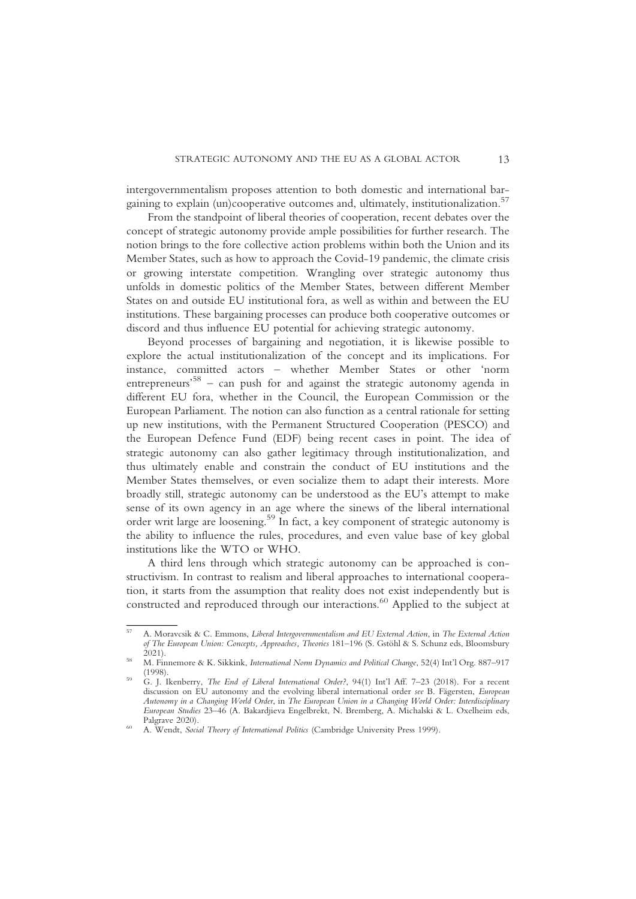intergovernmentalism proposes attention to both domestic and international bargaining to explain (un)cooperative outcomes and, ultimately, institutionalization.[57]

From the standpoint of liberal theories of cooperation, recent debates over the concept of strategic autonomy provide ample possibilities for further research. The notion brings to the fore collective action problems within both the Union and its Member States, such as how to approach the Covid-19 pandemic, the climate crisis or growing interstate competition. Wrangling over strategic autonomy thus unfolds in domestic politics of the Member States, between different Member States on and outside EU institutional fora, as well as within and between the EU institutions. These bargaining processes can produce both cooperative outcomes or discord and thus influence EU potential for achieving strategic autonomy.

Beyond processes of bargaining and negotiation, it is likewise possible to explore the actual institutionalization of the concept and its implications. For instance, committed actors – whether Member States or other 'norm entrepreneurs'[58] – can push for and against the strategic autonomy agenda in different EU fora, whether in the Council, the European Commission or the European Parliament. The notion can also function as a central rationale for setting up new institutions, with the Permanent Structured Cooperation (PESCO) and the European Defence Fund (EDF) being recent cases in point. The idea of strategic autonomy can also gather legitimacy through institutionalization, and thus ultimately enable and constrain the conduct of EU institutions and the Member States themselves, or even socialize them to adapt their interests. More broadly still, strategic autonomy can be understood as the EU's attempt to make sense of its own agency in an age where the sinews of the liberal international order writ large are loosening.[59] In fact, a key component of strategic autonomy is the ability to influence the rules, procedures, and even value base of key global institutions like the WTO or WHO.

A third lens through which strategic autonomy can be approached is constructivism. In contrast to realism and liberal approaches to international cooperation, it starts from the assumption that reality does not exist independently but is constructed and reproduced through our interactions.[60] Applied to the subject at

---

[57] A. Moravcsik & C. Emmons, *Liberal Intergovernmentalism and EU External Action*, in *The External Action of The European Union: Concepts, Approaches, Theories* 181–196 (S. Gstöhl & S. Schunz eds, Bloomsbury 2021).

[58] M. Finnemore & K. Sikkink, *International Norm Dynamics and Political Change*, 52(4) Int'l Org. 887–917 (1998).

[59] G. J. Ikenberry, *The End of Liberal International Order?*, 94(1) Int'l Aff. 7–23 (2018). For a recent discussion on EU autonomy and the evolving liberal international order *see* B. Fägersten, *European Autonomy in a Changing World Order*, in *The European Union in a Changing World Order: Interdisciplinary European Studies* 23–46 (A. Bakardjieva Engelbrekt, N. Bremberg, A. Michalski & L. Oxelheim eds, Palgrave 2020).

[60] A. Wendt, *Social Theory of International Politics* (Cambridge University Press 1999).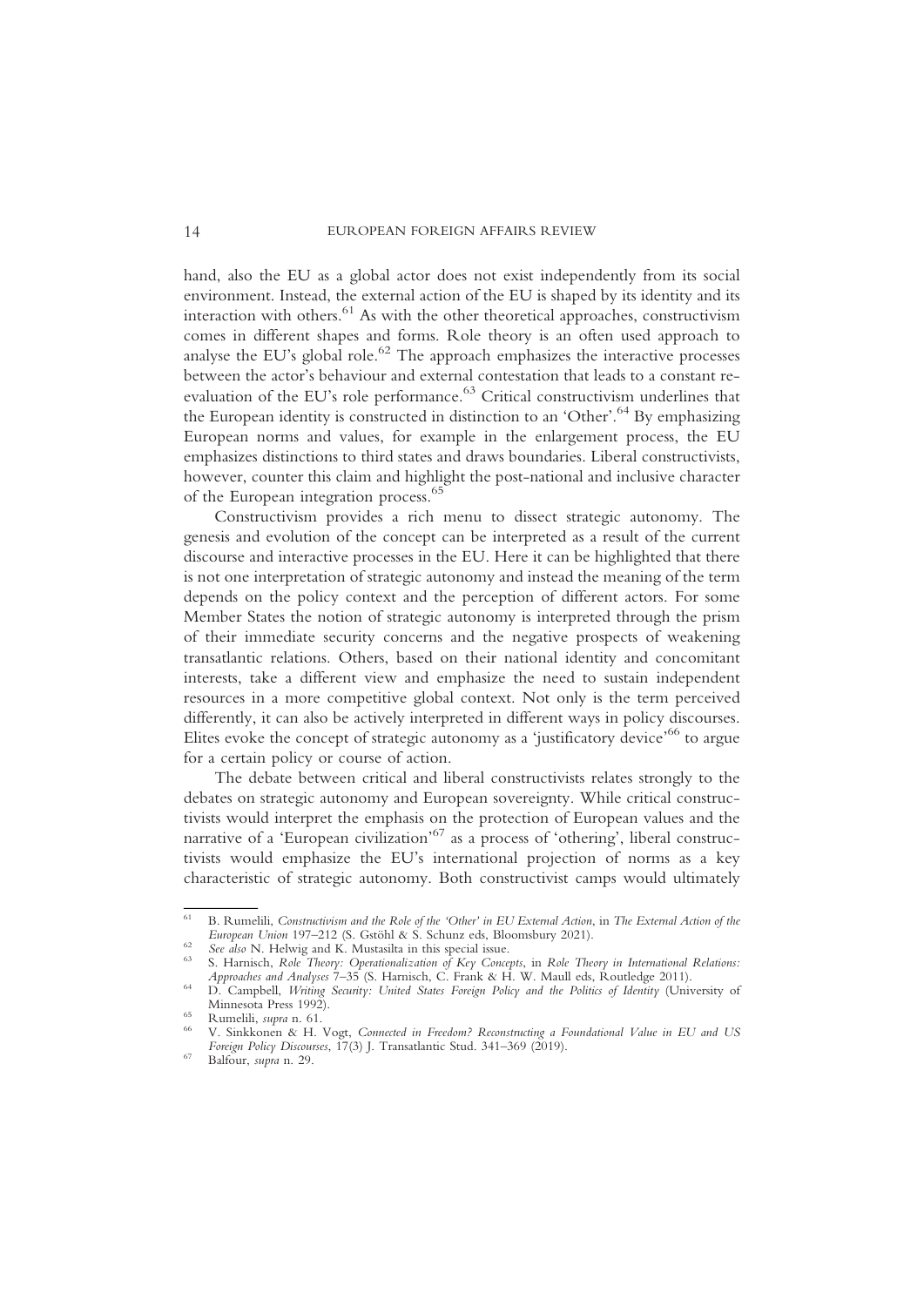hand, also the EU as a global actor does not exist independently from its social environment. Instead, the external action of the EU is shaped by its identity and its interaction with others.[61] As with the other theoretical approaches, constructivism comes in different shapes and forms. Role theory is an often used approach to analyse the EU's global role.[62] The approach emphasizes the interactive processes between the actor's behaviour and external contestation that leads to a constant re-evaluation of the EU's role performance.[63] Critical constructivism underlines that the European identity is constructed in distinction to an 'Other'.[64] By emphasizing European norms and values, for example in the enlargement process, the EU emphasizes distinctions to third states and draws boundaries. Liberal constructivists, however, counter this claim and highlight the post-national and inclusive character of the European integration process.[65]

Constructivism provides a rich menu to dissect strategic autonomy. The genesis and evolution of the concept can be interpreted as a result of the current discourse and interactive processes in the EU. Here it can be highlighted that there is not one interpretation of strategic autonomy and instead the meaning of the term depends on the policy context and the perception of different actors. For some Member States the notion of strategic autonomy is interpreted through the prism of their immediate security concerns and the negative prospects of weakening transatlantic relations. Others, based on their national identity and concomitant interests, take a different view and emphasize the need to sustain independent resources in a more competitive global context. Not only is the term perceived differently, it can also be actively interpreted in different ways in policy discourses. Elites evoke the concept of strategic autonomy as a 'justificatory device'[66] to argue for a certain policy or course of action.

The debate between critical and liberal constructivists relates strongly to the debates on strategic autonomy and European sovereignty. While critical constructivists would interpret the emphasis on the protection of European values and the narrative of a 'European civilization'[67] as a process of 'othering', liberal constructivists would emphasize the EU's international projection of norms as a key characteristic of strategic autonomy. Both constructivist camps would ultimately

---

[61] B. Rumelili, *Constructivism and the Role of the 'Other' in EU External Action*, in *The External Action of the European Union* 197–212 (S. Gstöhl & S. Schunz eds, Bloomsbury 2021).

[62] *See also* N. Helwig and K. Mustasilta in this special issue.

[63] S. Harnisch, *Role Theory: Operationalization of Key Concepts*, in *Role Theory in International Relations: Approaches and Analyses* 7–35 (S. Harnisch, C. Frank & H. W. Maull eds, Routledge 2011).

[64] D. Campbell, *Writing Security: United States Foreign Policy and the Politics of Identity* (University of Minnesota Press 1992).

[65] Rumelili, *supra* n. 61.

[66] V. Sinkkonen & H. Vogt, *Connected in Freedom? Reconstructing a Foundational Value in EU and US Foreign Policy Discourses*, 17(3) J. Transatlantic Stud. 341–369 (2019).

[67] Balfour, *supra* n. 29.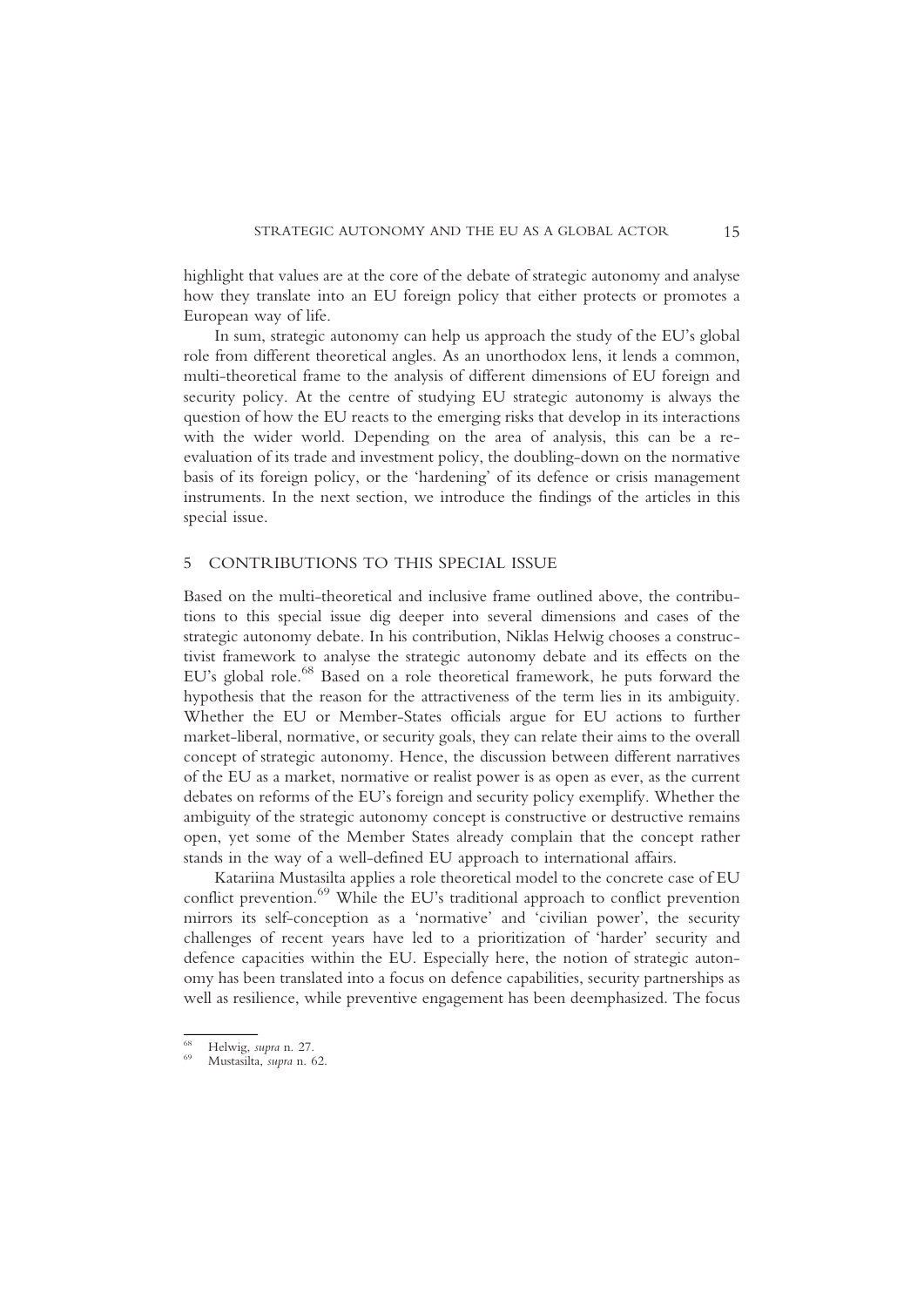highlight that values are at the core of the debate of strategic autonomy and analyse how they translate into an EU foreign policy that either protects or promotes a European way of life.

In sum, strategic autonomy can help us approach the study of the EU's global role from different theoretical angles. As an unorthodox lens, it lends a common, multi-theoretical frame to the analysis of different dimensions of EU foreign and security policy. At the centre of studying EU strategic autonomy is always the question of how the EU reacts to the emerging risks that develop in its interactions with the wider world. Depending on the area of analysis, this can be a re-evaluation of its trade and investment policy, the doubling-down on the normative basis of its foreign policy, or the 'hardening' of its defence or crisis management instruments. In the next section, we introduce the findings of the articles in this special issue.

## 5 CONTRIBUTIONS TO THIS SPECIAL ISSUE

Based on the multi-theoretical and inclusive frame outlined above, the contributions to this special issue dig deeper into several dimensions and cases of the strategic autonomy debate. In his contribution, Niklas Helwig chooses a constructivist framework to analyse the strategic autonomy debate and its effects on the EU's global role.[68] Based on a role theoretical framework, he puts forward the hypothesis that the reason for the attractiveness of the term lies in its ambiguity. Whether the EU or Member-States officials argue for EU actions to further market-liberal, normative, or security goals, they can relate their aims to the overall concept of strategic autonomy. Hence, the discussion between different narratives of the EU as a market, normative or realist power is as open as ever, as the current debates on reforms of the EU's foreign and security policy exemplify. Whether the ambiguity of the strategic autonomy concept is constructive or destructive remains open, yet some of the Member States already complain that the concept rather stands in the way of a well-defined EU approach to international affairs.

Katariina Mustasilta applies a role theoretical model to the concrete case of EU conflict prevention.[69] While the EU's traditional approach to conflict prevention mirrors its self-conception as a 'normative' and 'civilian power', the security challenges of recent years have led to a prioritization of 'harder' security and defence capacities within the EU. Especially here, the notion of strategic autonomy has been translated into a focus on defence capabilities, security partnerships as well as resilience, while preventive engagement has been deemphasized. The focus

---

[68] Helwig, *supra* n. 27.

[69] Mustasilta, *supra* n. 62.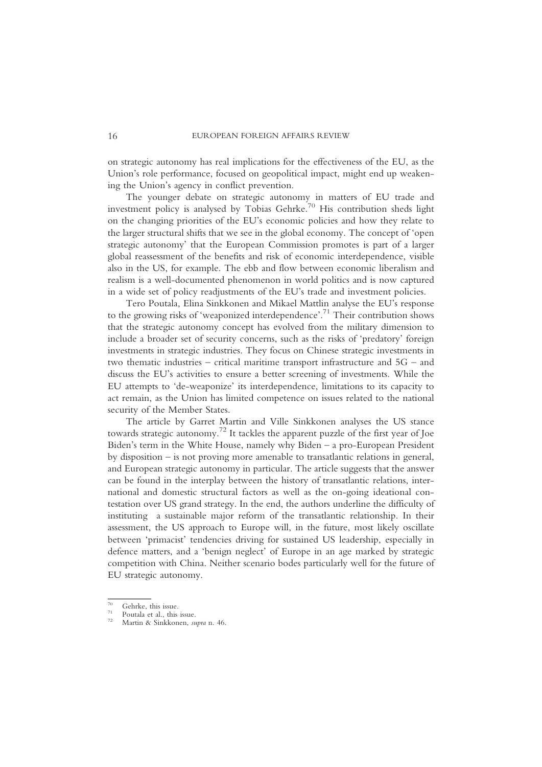on strategic autonomy has real implications for the effectiveness of the EU, as the Union's role performance, focused on geopolitical impact, might end up weakening the Union's agency in conflict prevention.

The younger debate on strategic autonomy in matters of EU trade and investment policy is analysed by Tobias Gehrke.[70] His contribution sheds light on the changing priorities of the EU's economic policies and how they relate to the larger structural shifts that we see in the global economy. The concept of 'open strategic autonomy' that the European Commission promotes is part of a larger global reassessment of the benefits and risk of economic interdependence, visible also in the US, for example. The ebb and flow between economic liberalism and realism is a well-documented phenomenon in world politics and is now captured in a wide set of policy readjustments of the EU's trade and investment policies.

Tero Poutala, Elina Sinkkonen and Mikael Mattlin analyse the EU's response to the growing risks of 'weaponized interdependence'.[71] Their contribution shows that the strategic autonomy concept has evolved from the military dimension to include a broader set of security concerns, such as the risks of 'predatory' foreign investments in strategic industries. They focus on Chinese strategic investments in two thematic industries – critical maritime transport infrastructure and 5G – and discuss the EU's activities to ensure a better screening of investments. While the EU attempts to 'de-weaponize' its interdependence, limitations to its capacity to act remain, as the Union has limited competence on issues related to the national security of the Member States.

The article by Garret Martin and Ville Sinkkonen analyses the US stance towards strategic autonomy.[72] It tackles the apparent puzzle of the first year of Joe Biden's term in the White House, namely why Biden – a pro-European President by disposition – is not proving more amenable to transatlantic relations in general, and European strategic autonomy in particular. The article suggests that the answer can be found in the interplay between the history of transatlantic relations, international and domestic structural factors as well as the on-going ideational contestation over US grand strategy. In the end, the authors underline the difficulty of instituting a sustainable major reform of the transatlantic relationship. In their assessment, the US approach to Europe will, in the future, most likely oscillate between 'primacist' tendencies driving for sustained US leadership, especially in defence matters, and a 'benign neglect' of Europe in an age marked by strategic competition with China. Neither scenario bodes particularly well for the future of EU strategic autonomy.

---

[70] Gehrke, this issue.

[71] Poutala et al., this issue.

[72] Martin & Sinkkonen, *supra* n. 46.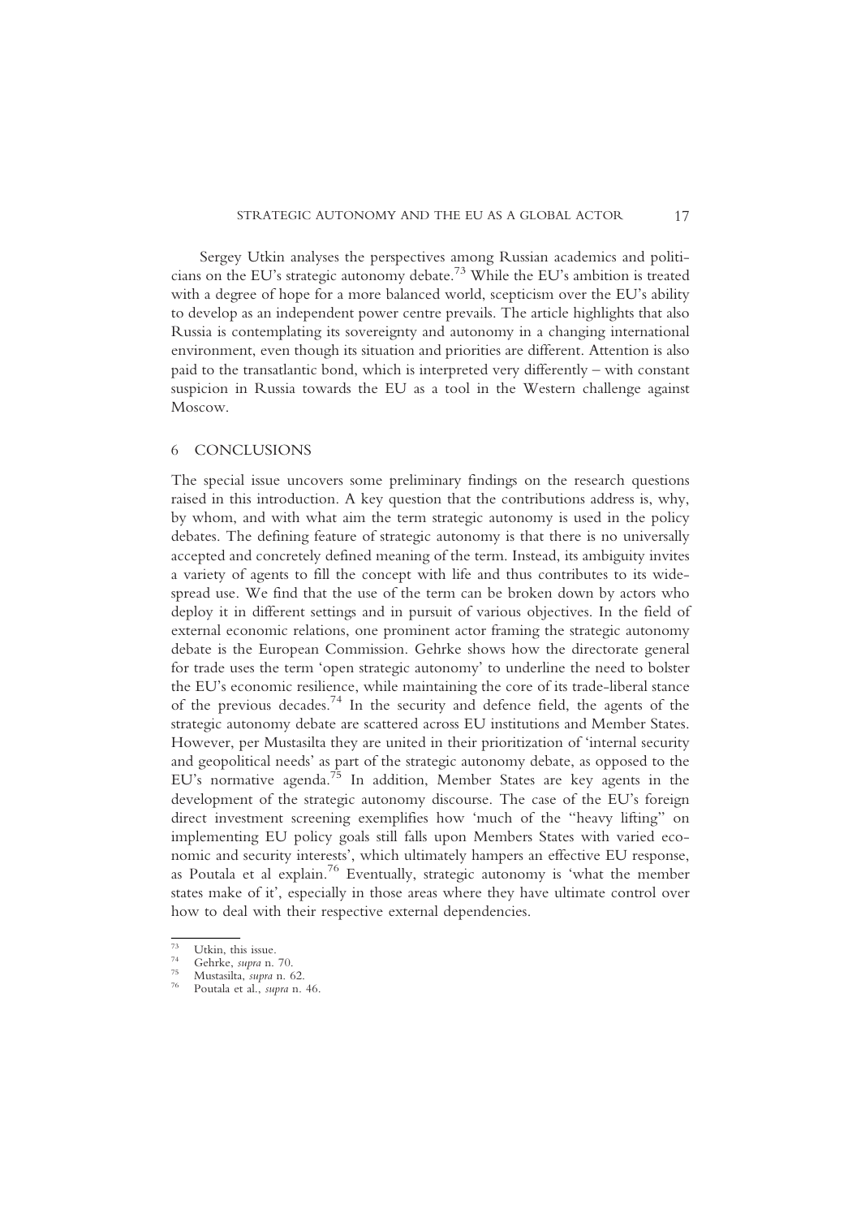Sergey Utkin analyses the perspectives among Russian academics and politicians on the EU's strategic autonomy debate.[73] While the EU's ambition is treated with a degree of hope for a more balanced world, scepticism over the EU's ability to develop as an independent power centre prevails. The article highlights that also Russia is contemplating its sovereignty and autonomy in a changing international environment, even though its situation and priorities are different. Attention is also paid to the transatlantic bond, which is interpreted very differently – with constant suspicion in Russia towards the EU as a tool in the Western challenge against Moscow.

## 6 CONCLUSIONS

The special issue uncovers some preliminary findings on the research questions raised in this introduction. A key question that the contributions address is, why, by whom, and with what aim the term strategic autonomy is used in the policy debates. The defining feature of strategic autonomy is that there is no universally accepted and concretely defined meaning of the term. Instead, its ambiguity invites a variety of agents to fill the concept with life and thus contributes to its widespread use. We find that the use of the term can be broken down by actors who deploy it in different settings and in pursuit of various objectives. In the field of external economic relations, one prominent actor framing the strategic autonomy debate is the European Commission. Gehrke shows how the directorate general for trade uses the term 'open strategic autonomy' to underline the need to bolster the EU's economic resilience, while maintaining the core of its trade-liberal stance of the previous decades.[74] In the security and defence field, the agents of the strategic autonomy debate are scattered across EU institutions and Member States. However, per Mustasilta they are united in their prioritization of 'internal security and geopolitical needs' as part of the strategic autonomy debate, as opposed to the EU's normative agenda.[75] In addition, Member States are key agents in the development of the strategic autonomy discourse. The case of the EU's foreign direct investment screening exemplifies how 'much of the "heavy lifting" on implementing EU policy goals still falls upon Members States with varied economic and security interests', which ultimately hampers an effective EU response, as Poutala et al explain.[76] Eventually, strategic autonomy is 'what the member states make of it', especially in those areas where they have ultimate control over how to deal with their respective external dependencies.

---

[73] Utkin, this issue.

[74] Gehrke, *supra* n. 70.

[75] Mustasilta, *supra* n. 62.

[76] Poutala et al., *supra* n. 46.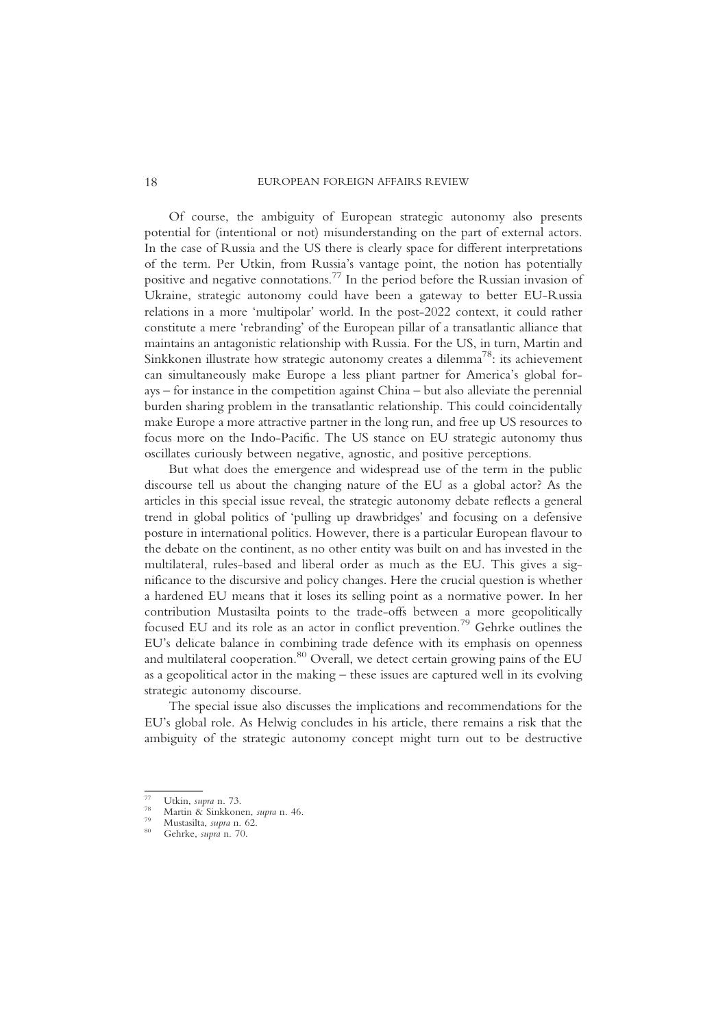Of course, the ambiguity of European strategic autonomy also presents potential for (intentional or not) misunderstanding on the part of external actors. In the case of Russia and the US there is clearly space for different interpretations of the term. Per Utkin, from Russia's vantage point, the notion has potentially positive and negative connotations.[77] In the period before the Russian invasion of Ukraine, strategic autonomy could have been a gateway to better EU-Russia relations in a more 'multipolar' world. In the post-2022 context, it could rather constitute a mere 'rebranding' of the European pillar of a transatlantic alliance that maintains an antagonistic relationship with Russia. For the US, in turn, Martin and Sinkkonen illustrate how strategic autonomy creates a dilemma[78]: its achievement can simultaneously make Europe a less pliant partner for America's global forays – for instance in the competition against China – but also alleviate the perennial burden sharing problem in the transatlantic relationship. This could coincidentally make Europe a more attractive partner in the long run, and free up US resources to focus more on the Indo-Pacific. The US stance on EU strategic autonomy thus oscillates curiously between negative, agnostic, and positive perceptions.

But what does the emergence and widespread use of the term in the public discourse tell us about the changing nature of the EU as a global actor? As the articles in this special issue reveal, the strategic autonomy debate reflects a general trend in global politics of 'pulling up drawbridges' and focusing on a defensive posture in international politics. However, there is a particular European flavour to the debate on the continent, as no other entity was built on and has invested in the multilateral, rules-based and liberal order as much as the EU. This gives a significance to the discursive and policy changes. Here the crucial question is whether a hardened EU means that it loses its selling point as a normative power. In her contribution Mustasilta points to the trade-offs between a more geopolitically focused EU and its role as an actor in conflict prevention.[79] Gehrke outlines the EU's delicate balance in combining trade defence with its emphasis on openness and multilateral cooperation.[80] Overall, we detect certain growing pains of the EU as a geopolitical actor in the making – these issues are captured well in its evolving strategic autonomy discourse.

The special issue also discusses the implications and recommendations for the EU's global role. As Helwig concludes in his article, there remains a risk that the ambiguity of the strategic autonomy concept might turn out to be destructive

---

[77] Utkin, *supra* n. 73.

[78] Martin & Sinkkonen, *supra* n. 46.

[79] Mustasilta, *supra* n. 62.

[80] Gehrke, *supra* n. 70.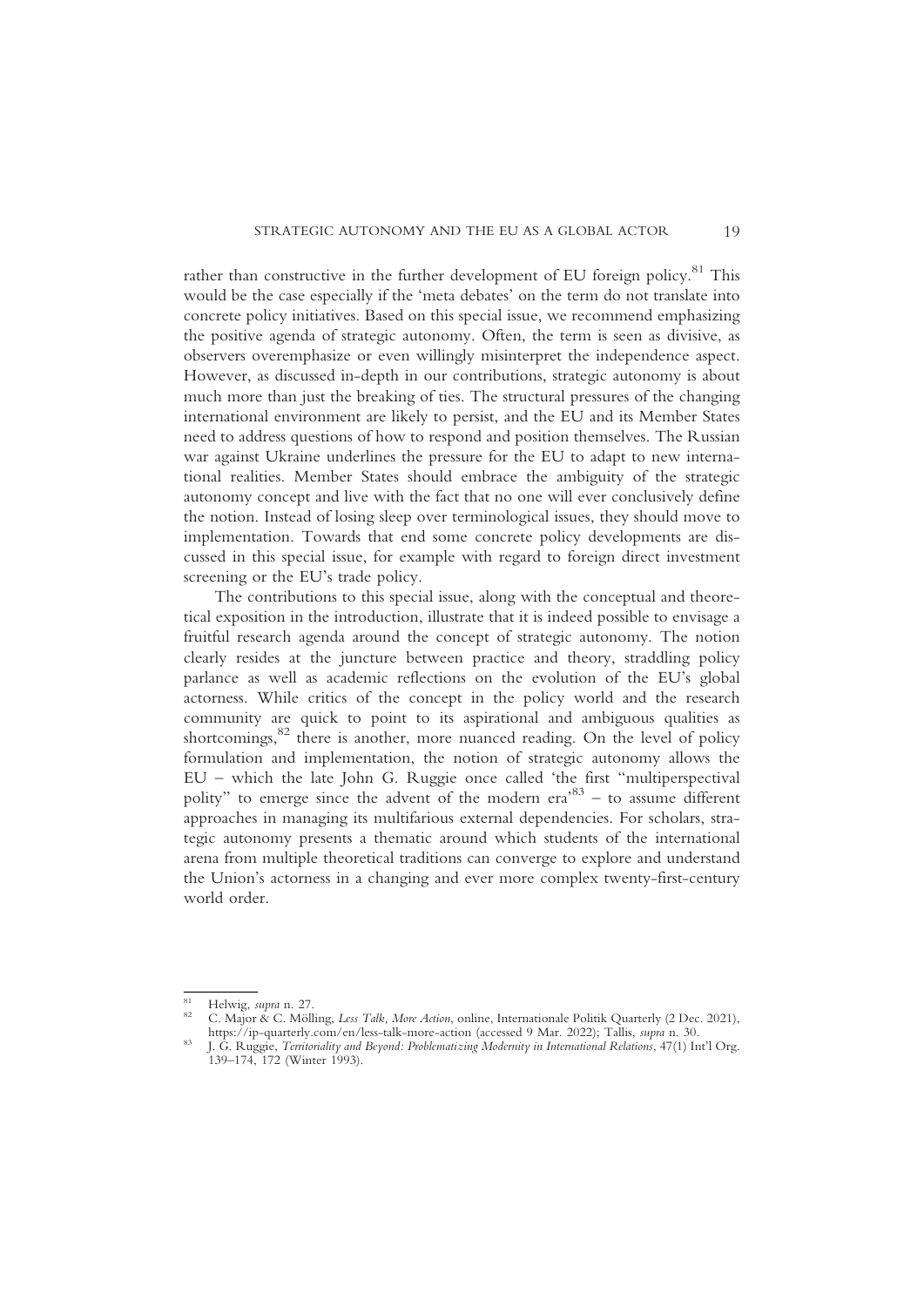rather than constructive in the further development of EU foreign policy.[81] This would be the case especially if the 'meta debates' on the term do not translate into concrete policy initiatives. Based on this special issue, we recommend emphasizing the positive agenda of strategic autonomy. Often, the term is seen as divisive, as observers overemphasize or even willingly misinterpret the independence aspect. However, as discussed in-depth in our contributions, strategic autonomy is about much more than just the breaking of ties. The structural pressures of the changing international environment are likely to persist, and the EU and its Member States need to address questions of how to respond and position themselves. The Russian war against Ukraine underlines the pressure for the EU to adapt to new international realities. Member States should embrace the ambiguity of the strategic autonomy concept and live with the fact that no one will ever conclusively define the notion. Instead of losing sleep over terminological issues, they should move to implementation. Towards that end some concrete policy developments are discussed in this special issue, for example with regard to foreign direct investment screening or the EU's trade policy.

The contributions to this special issue, along with the conceptual and theoretical exposition in the introduction, illustrate that it is indeed possible to envisage a fruitful research agenda around the concept of strategic autonomy. The notion clearly resides at the juncture between practice and theory, straddling policy parlance as well as academic reflections on the evolution of the EU's global actorness. While critics of the concept in the policy world and the research community are quick to point to its aspirational and ambiguous qualities as shortcomings,[82] there is another, more nuanced reading. On the level of policy formulation and implementation, the notion of strategic autonomy allows the EU – which the late John G. Ruggie once called 'the first "multiperspectival polity" to emerge since the advent of the modern era'[83] – to assume different approaches in managing its multifarious external dependencies. For scholars, strategic autonomy presents a thematic around which students of the international arena from multiple theoretical traditions can converge to explore and understand the Union's actorness in a changing and ever more complex twenty-first-century world order.

---

[81] Helwig, *supra* n. 27.

[82] C. Major & C. Mölling, *Less Talk, More Action*, online, Internationale Politik Quarterly (2 Dec. 2021), https://ip-quarterly.com/en/less-talk-more-action (accessed 9 Mar. 2022); Tallis, *supra* n. 30.

[83] J. G. Ruggie, *Territoriality and Beyond: Problematizing Modernity in International Relations*, 47(1) Int'l Org. 139–174, 172 (Winter 1993).